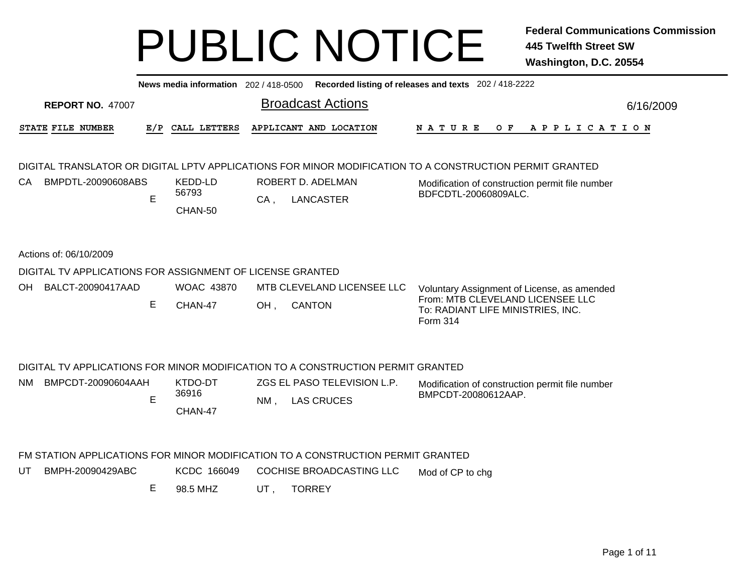# PUBLIC NOTICE

**Federal Communications Commission**
**445 Twelfth Street SW**
**Washington, D.C. 20554**

**News media information** 202 / 418-0500 **Recorded listing of releases and texts** 202 / 418-2222

**REPORT NO.** 47007

## Broadcast Actions

6/16/2009

| STATE | FILE NUMBER | E/P | CALL LETTERS | APPLICANT AND LOCATION | NATURE OF APPLICATION |
|---|---|---|---|---|---|

DIGITAL TRANSLATOR OR DIGITAL LPTV APPLICATIONS FOR MINOR MODIFICATION TO A CONSTRUCTION PERMIT GRANTED

| STATE | FILE NUMBER | E/P | CALL LETTERS | APPLICANT AND LOCATION | NATURE OF APPLICATION |
|---|---|---|---|---|---|
| CA | BMPDTL-20090608ABS | E | KEDD-LD 56793 CHAN-50 | ROBERT D. ADELMAN CA , LANCASTER | Modification of construction permit file number BDFCDTL-20060809ALC. |

Actions of: 06/10/2009

DIGITAL TV APPLICATIONS FOR ASSIGNMENT OF LICENSE GRANTED

| STATE | FILE NUMBER | E/P | CALL LETTERS | APPLICANT AND LOCATION | NATURE OF APPLICATION |
|---|---|---|---|---|---|
| OH | BALCT-20090417AAD | E | WOAC 43870 CHAN-47 | MTB CLEVELAND LICENSEE LLC OH , CANTON | Voluntary Assignment of License, as amended From: MTB CLEVELAND LICENSEE LLC To: RADIANT LIFE MINISTRIES, INC. Form 314 |

DIGITAL TV APPLICATIONS FOR MINOR MODIFICATION TO A CONSTRUCTION PERMIT GRANTED

| STATE | FILE NUMBER | E/P | CALL LETTERS | APPLICANT AND LOCATION | NATURE OF APPLICATION |
|---|---|---|---|---|---|
| NM | BMPCDT-20090604AAH | E | KTDO-DT 36916 CHAN-47 | ZGS EL PASO TELEVISION L.P. NM , LAS CRUCES | Modification of construction permit file number BMPCDT-20080612AAP. |

FM STATION APPLICATIONS FOR MINOR MODIFICATION TO A CONSTRUCTION PERMIT GRANTED

| STATE | FILE NUMBER | E/P | CALL LETTERS | APPLICANT AND LOCATION | NATURE OF APPLICATION |
|---|---|---|---|---|---|
| UT | BMPH-20090429ABC | E | KCDC 166049 98.5 MHZ | COCHISE BROADCASTING LLC UT , TORREY | Mod of CP to chg |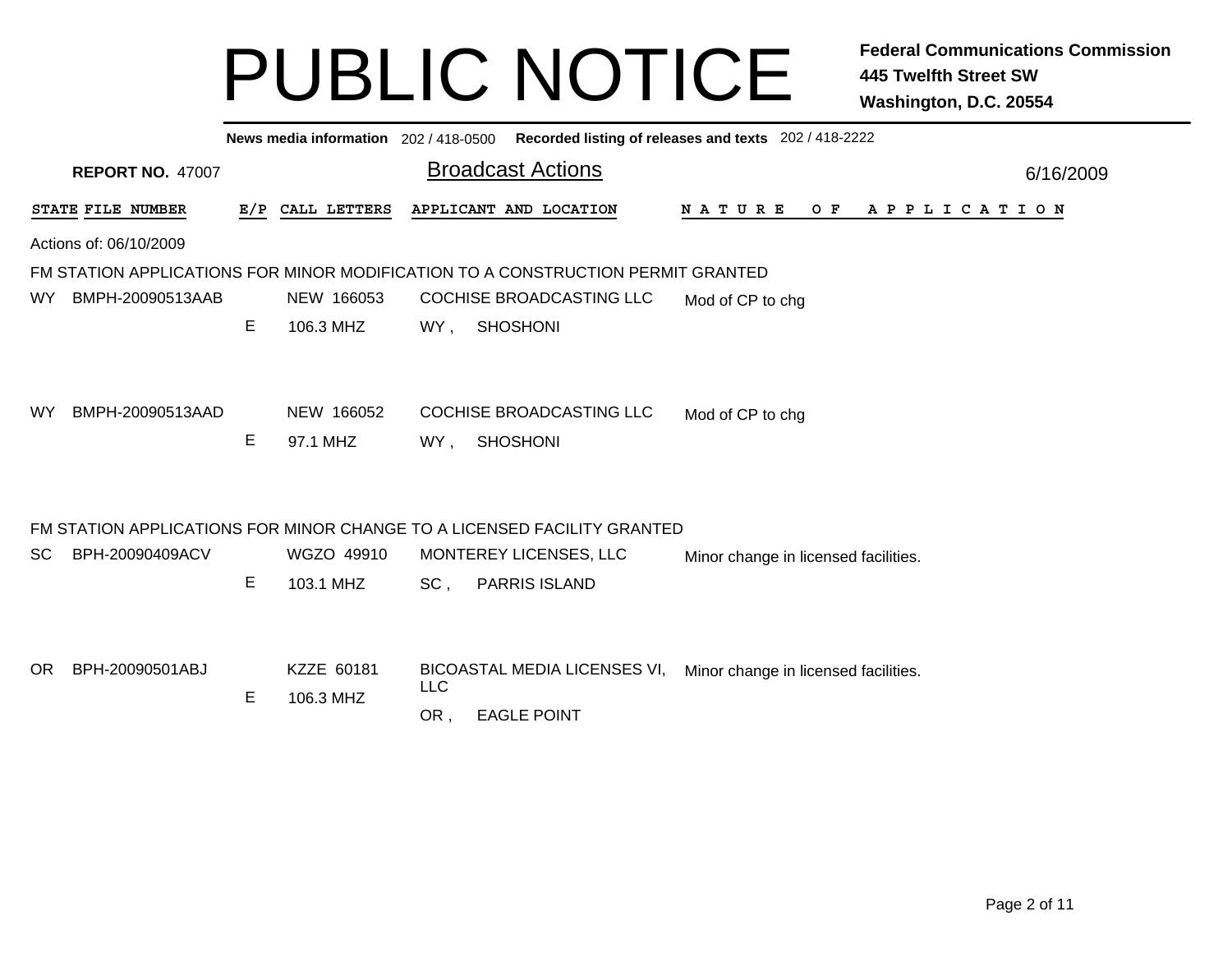# PUBLIC NOTICE

**Federal Communications Commission**
**445 Twelfth Street SW**
**Washington, D.C. 20554**

**News media information** 202 / 418-0500 **Recorded listing of releases and texts** 202 / 418-2222

**REPORT NO.** 47007

## Broadcast Actions

6/16/2009

Actions of: 06/10/2009

### FM STATION APPLICATIONS FOR MINOR MODIFICATION TO A CONSTRUCTION PERMIT GRANTED

| STATE | FILE NUMBER | E/P | CALL LETTERS | APPLICANT AND LOCATION | NATURE OF APPLICATION |
|---|---|---|---|---|---|
| WY | BMPH-20090513AAB | E | NEW 166053<br>106.3 MHZ | COCHISE BROADCASTING LLC<br>WY , SHOSHONI | Mod of CP to chg |
| WY | BMPH-20090513AAD | E | NEW 166052<br>97.1 MHZ | COCHISE BROADCASTING LLC<br>WY , SHOSHONI | Mod of CP to chg |

### FM STATION APPLICATIONS FOR MINOR CHANGE TO A LICENSED FACILITY GRANTED

| STATE | FILE NUMBER | E/P | CALL LETTERS | APPLICANT AND LOCATION | NATURE OF APPLICATION |
|---|---|---|---|---|---|
| SC | BPH-20090409ACV | E | WGZO 49910<br>103.1 MHZ | MONTEREY LICENSES, LLC<br>SC , PARRIS ISLAND | Minor change in licensed facilities. |
| OR | BPH-20090501ABJ | E | KZZE 60181<br>106.3 MHZ | BICOASTAL MEDIA LICENSES VI, LLC<br>OR , EAGLE POINT | Minor change in licensed facilities. |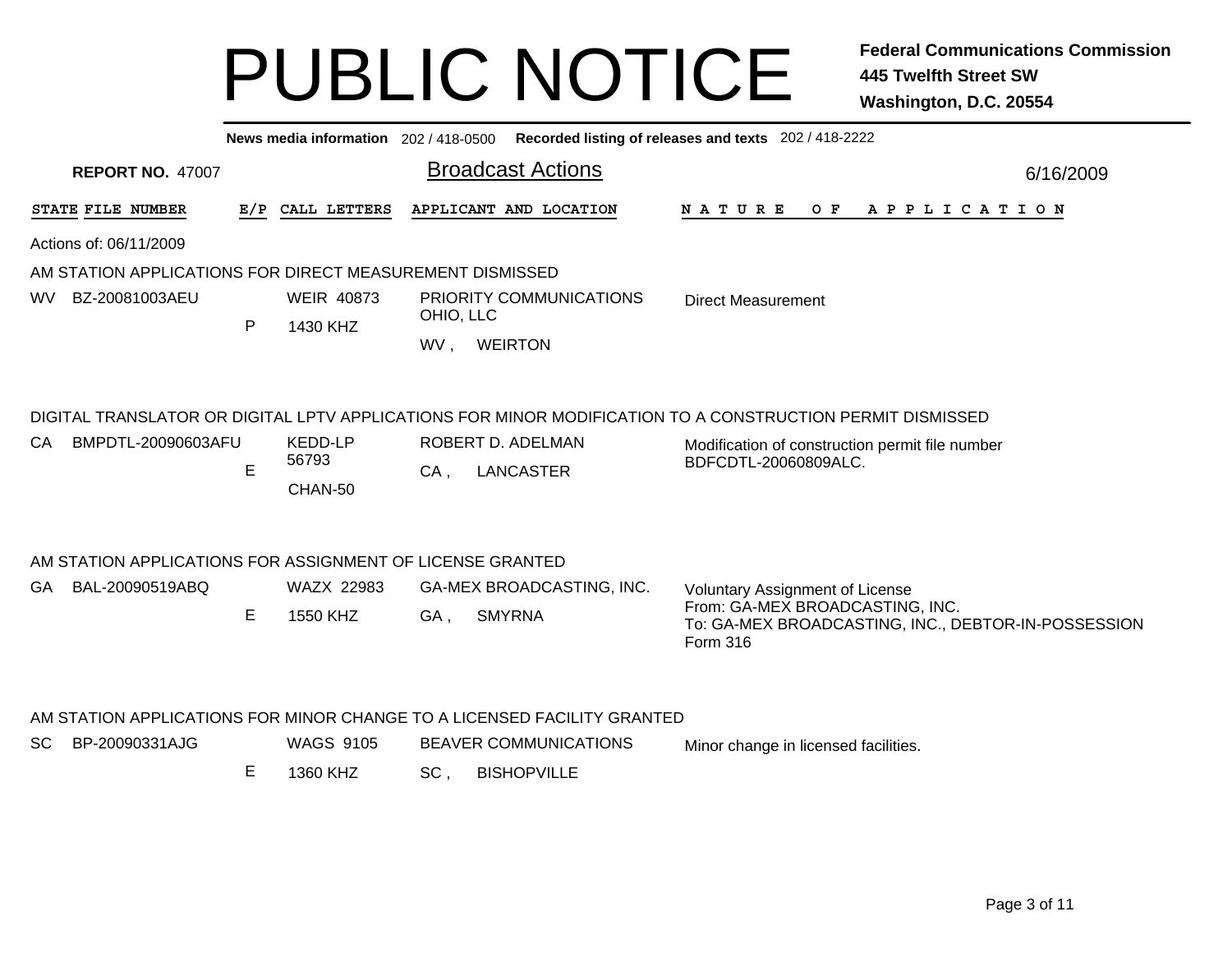# PUBLIC NOTICE

**Federal Communications Commission**
**445 Twelfth Street SW**
**Washington, D.C. 20554**

**News media information** 202 / 418-0500 **Recorded listing of releases and texts** 202 / 418-2222

**REPORT NO.** 47007

## Broadcast Actions

6/16/2009

Actions of: 06/11/2009

### AM STATION APPLICATIONS FOR DIRECT MEASUREMENT DISMISSED

| STATE | FILE NUMBER | E/P | CALL LETTERS | APPLICANT AND LOCATION | NATURE OF APPLICATION |
|---|---|---|---|---|---|
| WV | BZ-20081003AEU | P | WEIR 40873<br>1430 KHZ | PRIORITY COMMUNICATIONS OHIO, LLC<br>WV , WEIRTON | Direct Measurement |

### DIGITAL TRANSLATOR OR DIGITAL LPTV APPLICATIONS FOR MINOR MODIFICATION TO A CONSTRUCTION PERMIT DISMISSED

| STATE | FILE NUMBER | E/P | CALL LETTERS | APPLICANT AND LOCATION | NATURE OF APPLICATION |
|---|---|---|---|---|---|
| CA | BMPDTL-20090603AFU | E | KEDD-LP 56793<br>CHAN-50 | ROBERT D. ADELMAN<br>CA , LANCASTER | Modification of construction permit file number BDFCDTL-20060809ALC. |

### AM STATION APPLICATIONS FOR ASSIGNMENT OF LICENSE GRANTED

| STATE | FILE NUMBER | E/P | CALL LETTERS | APPLICANT AND LOCATION | NATURE OF APPLICATION |
|---|---|---|---|---|---|
| GA | BAL-20090519ABQ | E | WAZX 22983<br>1550 KHZ | GA-MEX BROADCASTING, INC.<br>GA , SMYRNA | Voluntary Assignment of License<br>From: GA-MEX BROADCASTING, INC.<br>To: GA-MEX BROADCASTING, INC., DEBTOR-IN-POSSESSION<br>Form 316 |

### AM STATION APPLICATIONS FOR MINOR CHANGE TO A LICENSED FACILITY GRANTED

| STATE | FILE NUMBER | E/P | CALL LETTERS | APPLICANT AND LOCATION | NATURE OF APPLICATION |
|---|---|---|---|---|---|
| SC | BP-20090331AJG | E | WAGS 9105<br>1360 KHZ | BEAVER COMMUNICATIONS<br>SC , BISHOPVILLE | Minor change in licensed facilities. |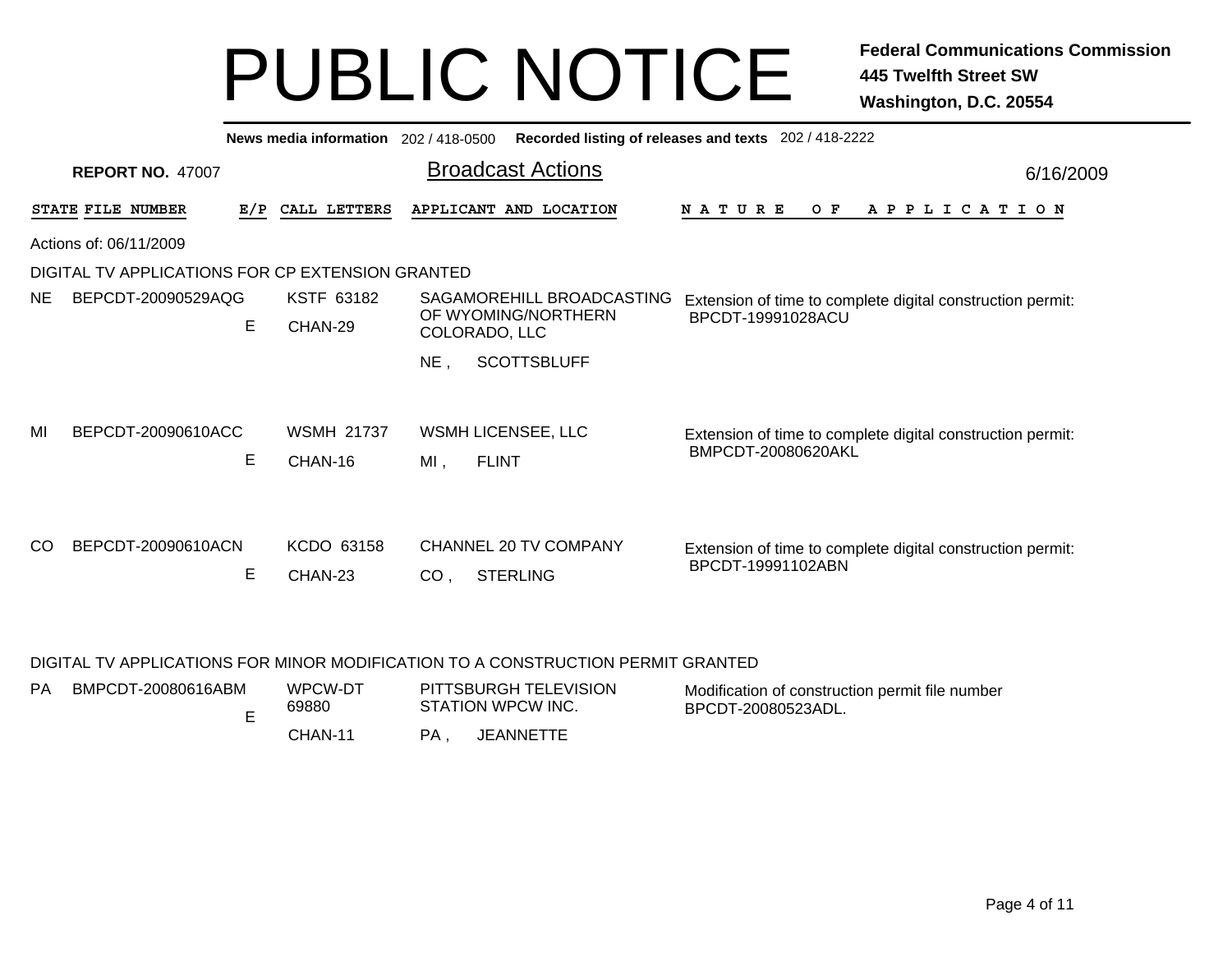# PUBLIC NOTICE

**Federal Communications Commission**
**445 Twelfth Street SW**
**Washington, D.C. 20554**

**News media information** 202 / 418-0500 **Recorded listing of releases and texts** 202 / 418-2222

**REPORT NO.** 47007

## Broadcast Actions

6/16/2009

Actions of: 06/11/2009

### DIGITAL TV APPLICATIONS FOR CP EXTENSION GRANTED

| STATE | FILE NUMBER | E/P | CALL LETTERS | APPLICANT AND LOCATION | NATURE OF APPLICATION |
|---|---|---|---|---|---|
| NE | BEPCDT-20090529AQG | E | KSTF 63182 CHAN-29 | SAGAMOREHILL BROADCASTING OF WYOMING/NORTHERN COLORADO, LLC NE , SCOTTSBLUFF | Extension of time to complete digital construction permit: BPCDT-19991028ACU |
| MI | BEPCDT-20090610ACC | E | WSMH 21737 CHAN-16 | WSMH LICENSEE, LLC MI , FLINT | Extension of time to complete digital construction permit: BMPCDT-20080620AKL |
| CO | BEPCDT-20090610ACN | E | KCDO 63158 CHAN-23 | CHANNEL 20 TV COMPANY CO , STERLING | Extension of time to complete digital construction permit: BPCDT-19991102ABN |

### DIGITAL TV APPLICATIONS FOR MINOR MODIFICATION TO A CONSTRUCTION PERMIT GRANTED

| STATE | FILE NUMBER | E/P | CALL LETTERS | APPLICANT AND LOCATION | NATURE OF APPLICATION |
|---|---|---|---|---|---|
| PA | BMPCDT-20080616ABM | E | WPCW-DT 69880 CHAN-11 | PITTSBURGH TELEVISION STATION WPCW INC. PA , JEANNETTE | Modification of construction permit file number BPCDT-20080523ADL. |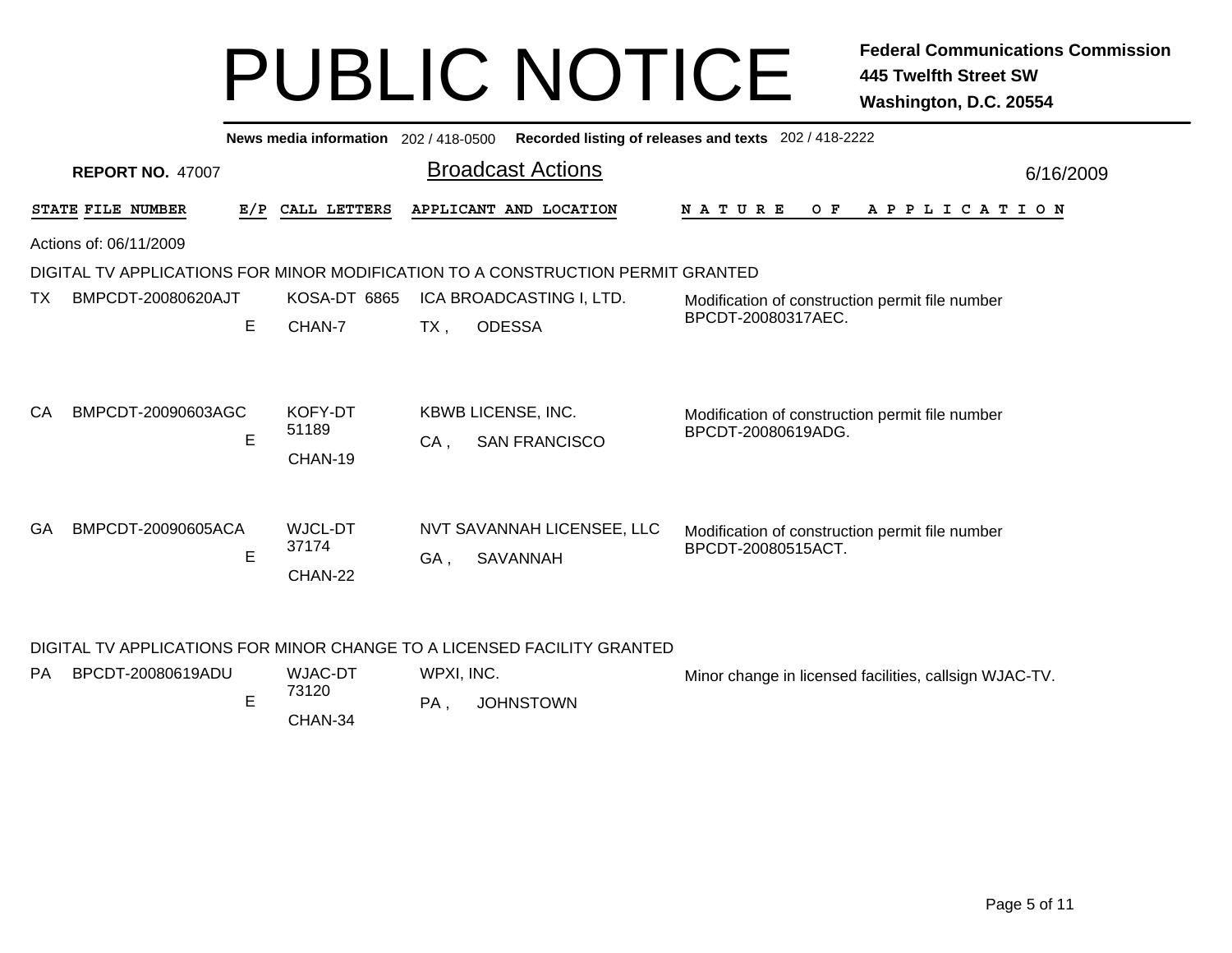# PUBLIC NOTICE

**Federal Communications Commission**
**445 Twelfth Street SW**
**Washington, D.C. 20554**

**News media information** 202 / 418-0500 **Recorded listing of releases and texts** 202 / 418-2222

**REPORT NO.** 47007

## Broadcast Actions

6/16/2009

Actions of: 06/11/2009

### DIGITAL TV APPLICATIONS FOR MINOR MODIFICATION TO A CONSTRUCTION PERMIT GRANTED

| STATE | FILE NUMBER | E/P | CALL LETTERS | APPLICANT AND LOCATION | NATURE OF APPLICATION |
|---|---|---|---|---|---|
| TX | BMPCDT-20080620AJT | E | KOSA-DT 6865 CHAN-7 | ICA BROADCASTING I, LTD. TX , ODESSA | Modification of construction permit file number BPCDT-20080317AEC. |
| CA | BMPCDT-20090603AGC | E | KOFY-DT 51189 CHAN-19 | KBWB LICENSE, INC. CA , SAN FRANCISCO | Modification of construction permit file number BPCDT-20080619ADG. |
| GA | BMPCDT-20090605ACA | E | WJCL-DT 37174 CHAN-22 | NVT SAVANNAH LICENSEE, LLC GA , SAVANNAH | Modification of construction permit file number BPCDT-20080515ACT. |

### DIGITAL TV APPLICATIONS FOR MINOR CHANGE TO A LICENSED FACILITY GRANTED

| STATE | FILE NUMBER | E/P | CALL LETTERS | APPLICANT AND LOCATION | NATURE OF APPLICATION |
|---|---|---|---|---|---|
| PA | BPCDT-20080619ADU | E | WJAC-DT 73120 CHAN-34 | WPXI, INC. PA , JOHNSTOWN | Minor change in licensed facilities, callsign WJAC-TV. |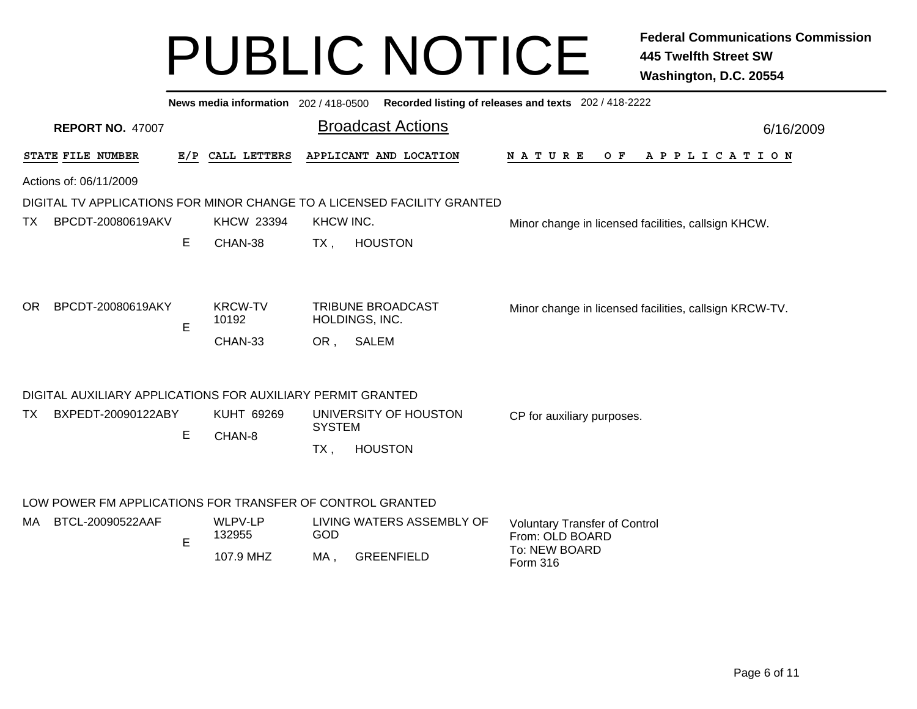# PUBLIC NOTICE

**Federal Communications Commission**
**445 Twelfth Street SW**
**Washington, D.C. 20554**

**News media information** 202 / 418-0500 **Recorded listing of releases and texts** 202 / 418-2222

**REPORT NO.** 47007

## Broadcast Actions

6/16/2009

Actions of: 06/11/2009

### DIGITAL TV APPLICATIONS FOR MINOR CHANGE TO A LICENSED FACILITY GRANTED

| STATE | FILE NUMBER | E/P | CALL LETTERS | APPLICANT AND LOCATION | NATURE OF APPLICATION |
|---|---|---|---|---|---|
| TX | BPCDT-20080619AKV | E | KHCW 23394<br>CHAN-38 | KHCW INC.<br>TX , HOUSTON | Minor change in licensed facilities, callsign KHCW. |
| OR | BPCDT-20080619AKY | E | KRCW-TV 10192<br>CHAN-33 | TRIBUNE BROADCAST HOLDINGS, INC.<br>OR , SALEM | Minor change in licensed facilities, callsign KRCW-TV. |

### DIGITAL AUXILIARY APPLICATIONS FOR AUXILIARY PERMIT GRANTED

| STATE | FILE NUMBER | E/P | CALL LETTERS | APPLICANT AND LOCATION | NATURE OF APPLICATION |
|---|---|---|---|---|---|
| TX | BXPEDT-20090122ABY | E | KUHT 69269<br>CHAN-8 | UNIVERSITY OF HOUSTON SYSTEM<br>TX , HOUSTON | CP for auxiliary purposes. |

### LOW POWER FM APPLICATIONS FOR TRANSFER OF CONTROL GRANTED

| STATE | FILE NUMBER | E/P | CALL LETTERS | APPLICANT AND LOCATION | NATURE OF APPLICATION |
|---|---|---|---|---|---|
| MA | BTCL-20090522AAF | E | WLPV-LP 132955<br>107.9 MHZ | LIVING WATERS ASSEMBLY OF GOD<br>MA , GREENFIELD | Voluntary Transfer of Control<br>From: OLD BOARD<br>To: NEW BOARD<br>Form 316 |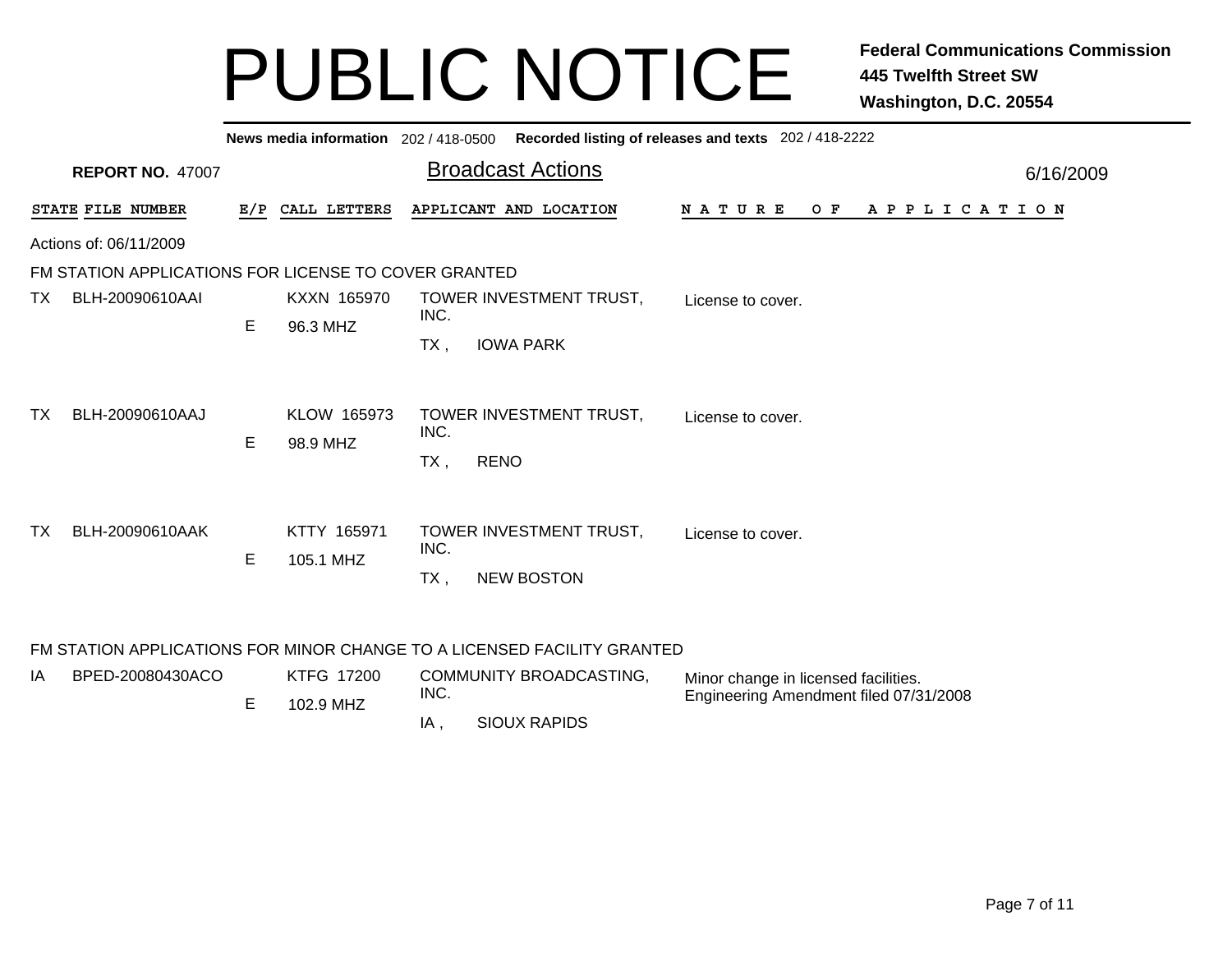# PUBLIC NOTICE

**Federal Communications Commission**
**445 Twelfth Street SW**
**Washington, D.C. 20554**

**News media information** 202 / 418-0500 **Recorded listing of releases and texts** 202 / 418-2222

**REPORT NO.** 47007

## Broadcast Actions

6/16/2009

Actions of: 06/11/2009

### FM STATION APPLICATIONS FOR LICENSE TO COVER GRANTED

| STATE | FILE NUMBER | E/P | CALL LETTERS | APPLICANT AND LOCATION | NATURE OF APPLICATION |
|---|---|---|---|---|---|
| TX | BLH-20090610AAI | E | KXXN 165970<br>96.3 MHZ | TOWER INVESTMENT TRUST, INC.<br>TX , IOWA PARK | License to cover. |
| TX | BLH-20090610AAJ | E | KLOW 165973<br>98.9 MHZ | TOWER INVESTMENT TRUST, INC.<br>TX , RENO | License to cover. |
| TX | BLH-20090610AAK | E | KTTY 165971<br>105.1 MHZ | TOWER INVESTMENT TRUST, INC.<br>TX , NEW BOSTON | License to cover. |

### FM STATION APPLICATIONS FOR MINOR CHANGE TO A LICENSED FACILITY GRANTED

| STATE | FILE NUMBER | E/P | CALL LETTERS | APPLICANT AND LOCATION | NATURE OF APPLICATION |
|---|---|---|---|---|---|
| IA | BPED-20080430ACO | E | KTFG 17200<br>102.9 MHZ | COMMUNITY BROADCASTING, INC.<br>IA , SIOUX RAPIDS | Minor change in licensed facilities.<br>Engineering Amendment filed 07/31/2008 |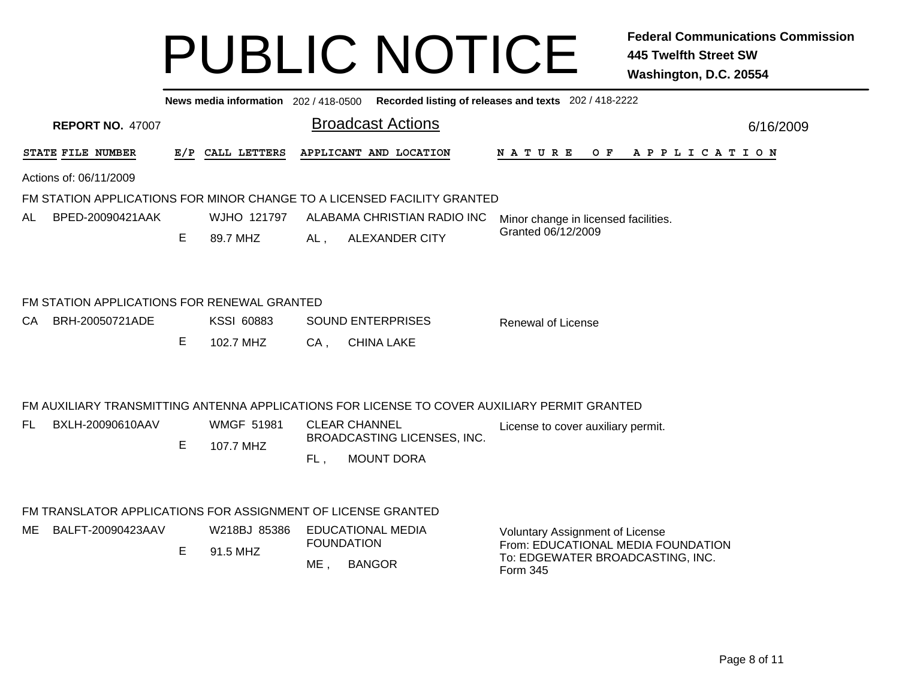# PUBLIC NOTICE

**Federal Communications Commission**
**445 Twelfth Street SW**
**Washington, D.C. 20554**

**News media information** 202 / 418-0500 **Recorded listing of releases and texts** 202 / 418-2222

**REPORT NO.** 47007

## Broadcast Actions

6/16/2009

| STATE | FILE NUMBER | E/P | CALL LETTERS | APPLICANT AND LOCATION | NATURE OF APPLICATION |
|---|---|---|---|---|---|

Actions of: 06/11/2009

### FM STATION APPLICATIONS FOR MINOR CHANGE TO A LICENSED FACILITY GRANTED

| STATE | FILE NUMBER | E/P | CALL LETTERS | APPLICANT AND LOCATION | NATURE OF APPLICATION |
|---|---|---|---|---|---|
| AL | BPED-20090421AAK | E | WJHO 121797<br>89.7 MHZ | ALABAMA CHRISTIAN RADIO INC<br>AL , ALEXANDER CITY | Minor change in licensed facilities.<br>Granted 06/12/2009 |

### FM STATION APPLICATIONS FOR RENEWAL GRANTED

| STATE | FILE NUMBER | E/P | CALL LETTERS | APPLICANT AND LOCATION | NATURE OF APPLICATION |
|---|---|---|---|---|---|
| CA | BRH-20050721ADE | E | KSSI 60883<br>102.7 MHZ | SOUND ENTERPRISES<br>CA , CHINA LAKE | Renewal of License |

### FM AUXILIARY TRANSMITTING ANTENNA APPLICATIONS FOR LICENSE TO COVER AUXILIARY PERMIT GRANTED

| STATE | FILE NUMBER | E/P | CALL LETTERS | APPLICANT AND LOCATION | NATURE OF APPLICATION |
|---|---|---|---|---|---|
| FL | BXLH-20090610AAV | E | WMGF 51981<br>107.7 MHZ | CLEAR CHANNEL BROADCASTING LICENSES, INC.<br>FL , MOUNT DORA | License to cover auxiliary permit. |

### FM TRANSLATOR APPLICATIONS FOR ASSIGNMENT OF LICENSE GRANTED

| STATE | FILE NUMBER | E/P | CALL LETTERS | APPLICANT AND LOCATION | NATURE OF APPLICATION |
|---|---|---|---|---|---|
| ME | BALFT-20090423AAV | E | W218BJ 85386<br>91.5 MHZ | EDUCATIONAL MEDIA FOUNDATION<br>ME , BANGOR | Voluntary Assignment of License<br>From: EDUCATIONAL MEDIA FOUNDATION<br>To: EDGEWATER BROADCASTING, INC.<br>Form 345 |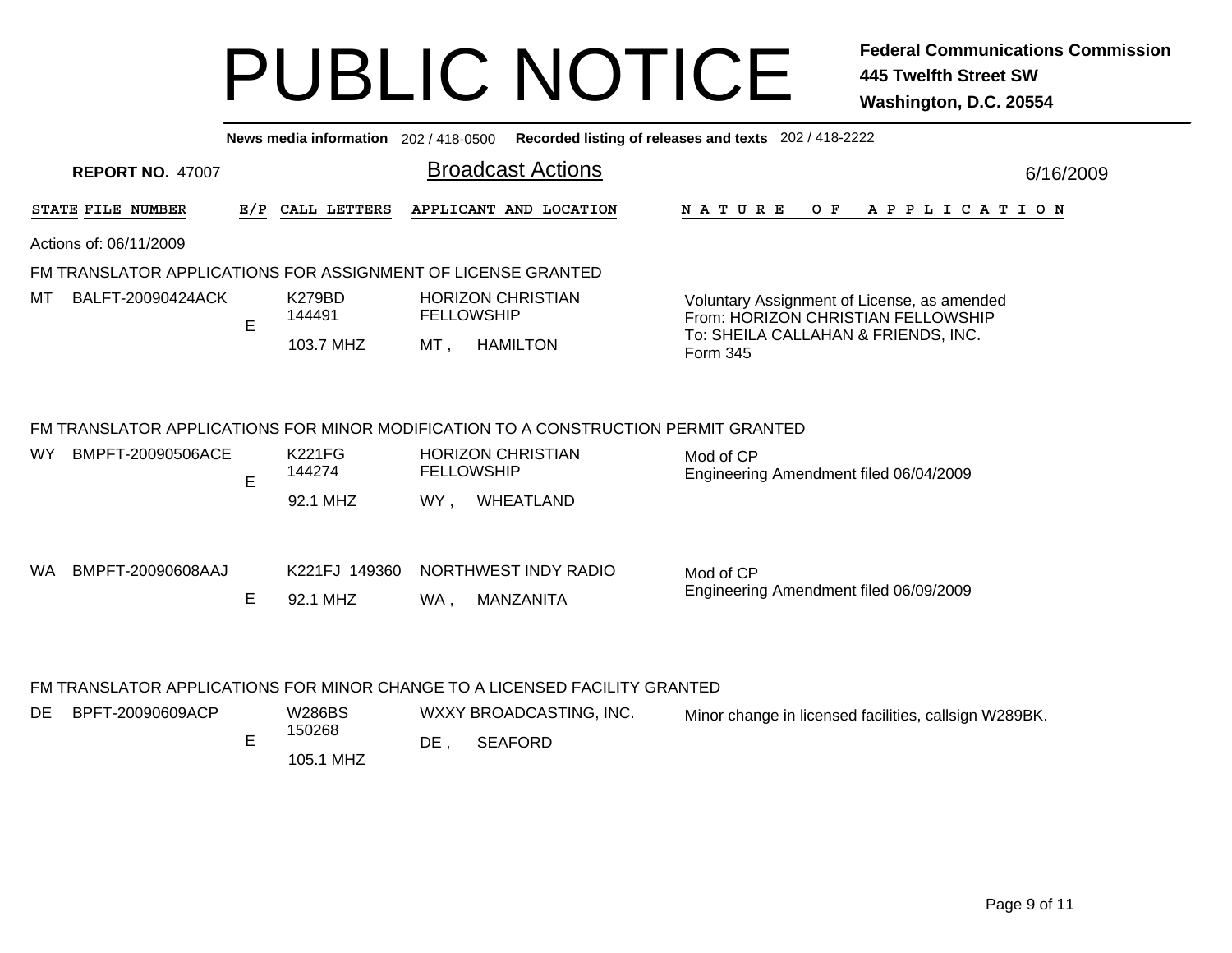# PUBLIC NOTICE

**Federal Communications Commission**
**445 Twelfth Street SW**
**Washington, D.C. 20554**

**News media information** 202 / 418-0500 **Recorded listing of releases and texts** 202 / 418-2222

**REPORT NO.** 47007

## Broadcast Actions

6/16/2009

Actions of: 06/11/2009

### FM TRANSLATOR APPLICATIONS FOR ASSIGNMENT OF LICENSE GRANTED

| STATE | FILE NUMBER | E/P | CALL LETTERS | APPLICANT AND LOCATION | NATURE OF APPLICATION |
|---|---|---|---|---|---|
| MT | BALFT-20090424ACK | E | K279BD 144491 103.7 MHZ | HORIZON CHRISTIAN FELLOWSHIP MT , HAMILTON | Voluntary Assignment of License, as amended From: HORIZON CHRISTIAN FELLOWSHIP To: SHEILA CALLAHAN & FRIENDS, INC. Form 345 |

### FM TRANSLATOR APPLICATIONS FOR MINOR MODIFICATION TO A CONSTRUCTION PERMIT GRANTED

| STATE | FILE NUMBER | E/P | CALL LETTERS | APPLICANT AND LOCATION | NATURE OF APPLICATION |
|---|---|---|---|---|---|
| WY | BMPFT-20090506ACE | E | K221FG 144274 92.1 MHZ | HORIZON CHRISTIAN FELLOWSHIP WY , WHEATLAND | Mod of CP Engineering Amendment filed 06/04/2009 |
| WA | BMPFT-20090608AAJ | E | K221FJ 149360 92.1 MHZ | NORTHWEST INDY RADIO WA , MANZANITA | Mod of CP Engineering Amendment filed 06/09/2009 |

### FM TRANSLATOR APPLICATIONS FOR MINOR CHANGE TO A LICENSED FACILITY GRANTED

| STATE | FILE NUMBER | E/P | CALL LETTERS | APPLICANT AND LOCATION | NATURE OF APPLICATION |
|---|---|---|---|---|---|
| DE | BPFT-20090609ACP | E | W286BS 150268 105.1 MHZ | WXXY BROADCASTING, INC. DE , SEAFORD | Minor change in licensed facilities, callsign W289BK. |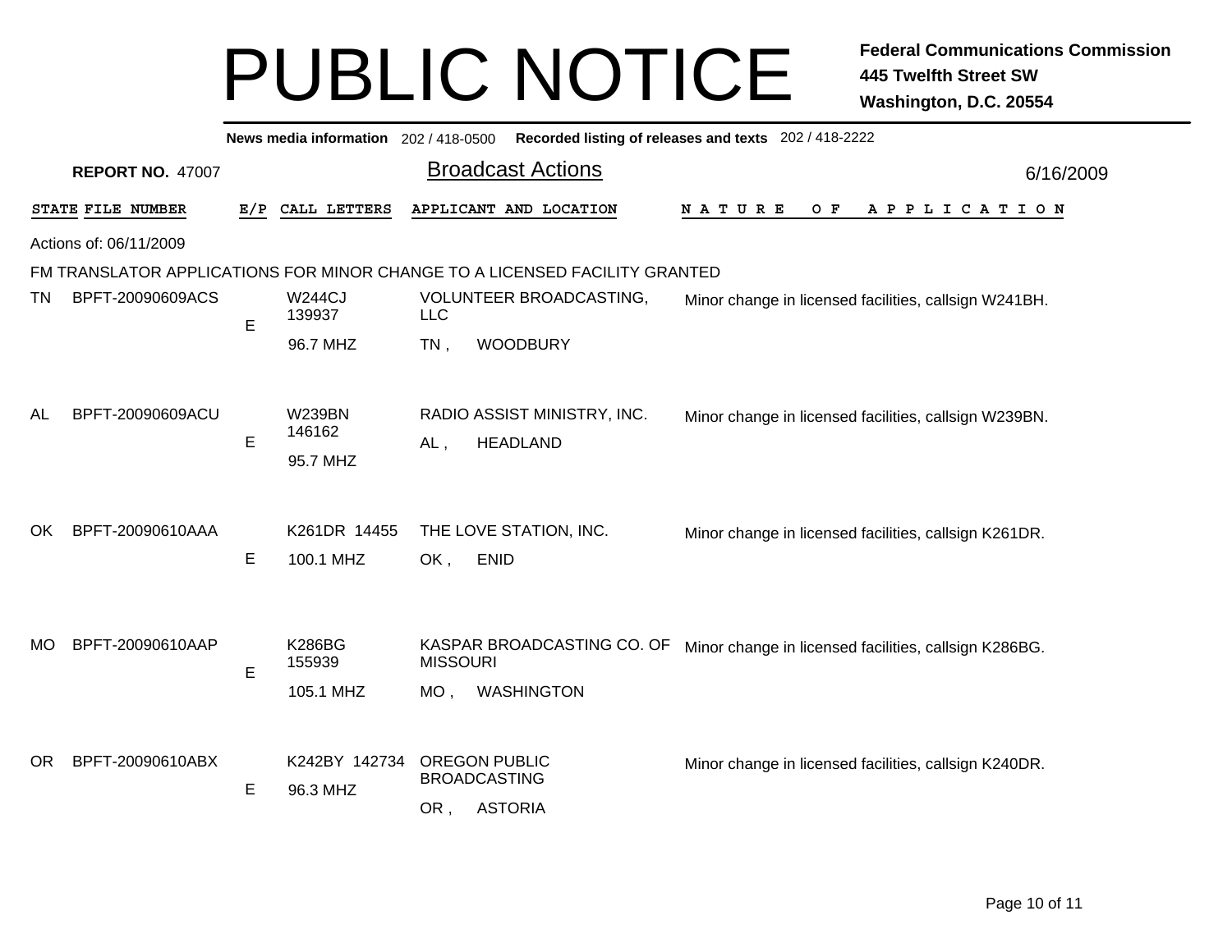# PUBLIC NOTICE

**Federal Communications Commission**
**445 Twelfth Street SW**
**Washington, D.C. 20554**

**News media information** 202 / 418-0500 **Recorded listing of releases and texts** 202 / 418-2222

**REPORT NO.** 47007

## Broadcast Actions

6/16/2009

Actions of: 06/11/2009

FM TRANSLATOR APPLICATIONS FOR MINOR CHANGE TO A LICENSED FACILITY GRANTED

| STATE | FILE NUMBER | E/P | CALL LETTERS | APPLICANT AND LOCATION | NATURE OF APPLICATION |
|---|---|---|---|---|---|
| TN | BPFT-20090609ACS | E | W244CJ 139937 96.7 MHZ | VOLUNTEER BROADCASTING, LLC TN , WOODBURY | Minor change in licensed facilities, callsign W241BH. |
| AL | BPFT-20090609ACU | E | W239BN 146162 95.7 MHZ | RADIO ASSIST MINISTRY, INC. AL , HEADLAND | Minor change in licensed facilities, callsign W239BN. |
| OK | BPFT-20090610AAA | E | K261DR 14455 100.1 MHZ | THE LOVE STATION, INC. OK , ENID | Minor change in licensed facilities, callsign K261DR. |
| MO | BPFT-20090610AAP | E | K286BG 155939 105.1 MHZ | KASPAR BROADCASTING CO. OF MISSOURI MO , WASHINGTON | Minor change in licensed facilities, callsign K286BG. |
| OR | BPFT-20090610ABX | E | K242BY 142734 96.3 MHZ | OREGON PUBLIC BROADCASTING OR , ASTORIA | Minor change in licensed facilities, callsign K240DR. |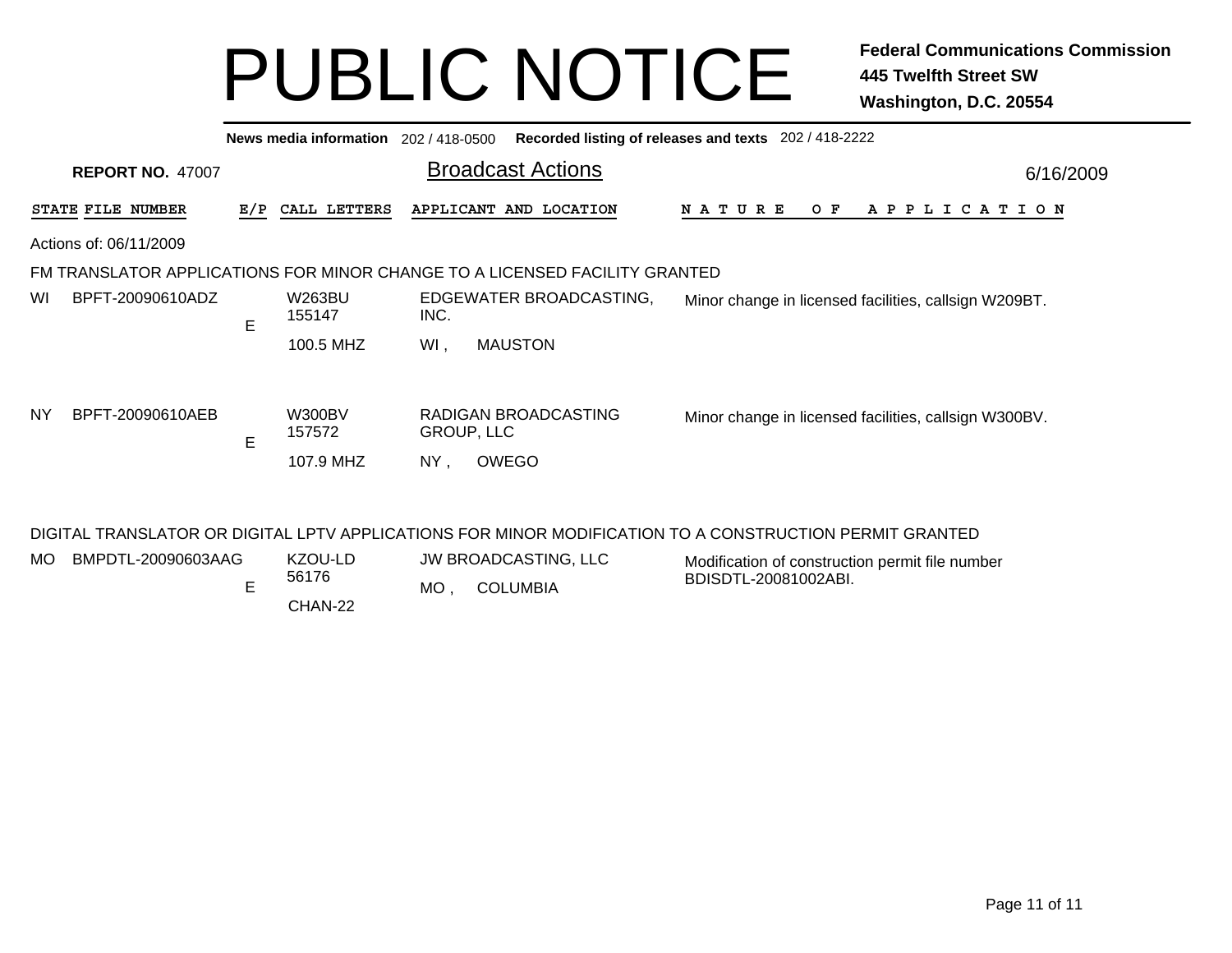# PUBLIC NOTICE

**Federal Communications Commission**
**445 Twelfth Street SW**
**Washington, D.C. 20554**

**News media information** 202 / 418-0500 **Recorded listing of releases and texts** 202 / 418-2222

**REPORT NO.** 47007

## Broadcast Actions

6/16/2009

| STATE | FILE NUMBER | E/P | CALL LETTERS | APPLICANT AND LOCATION | NATURE OF APPLICATION |
|---|---|---|---|---|---|

Actions of: 06/11/2009

### FM TRANSLATOR APPLICATIONS FOR MINOR CHANGE TO A LICENSED FACILITY GRANTED

| STATE | FILE NUMBER | E/P | CALL LETTERS | APPLICANT AND LOCATION | NATURE OF APPLICATION |
|---|---|---|---|---|---|
| WI | BPFT-20090610ADZ | E | W263BU 155147 100.5 MHZ | EDGEWATER BROADCASTING, INC. WI , MAUSTON | Minor change in licensed facilities, callsign W209BT. |
| NY | BPFT-20090610AEB | E | W300BV 157572 107.9 MHZ | RADIGAN BROADCASTING GROUP, LLC NY , OWEGO | Minor change in licensed facilities, callsign W300BV. |

### DIGITAL TRANSLATOR OR DIGITAL LPTV APPLICATIONS FOR MINOR MODIFICATION TO A CONSTRUCTION PERMIT GRANTED

| STATE | FILE NUMBER | E/P | CALL LETTERS | APPLICANT AND LOCATION | NATURE OF APPLICATION |
|---|---|---|---|---|---|
| MO | BMPDTL-20090603AAG | E | KZOU-LD 56176 CHAN-22 | JW BROADCASTING, LLC MO , COLUMBIA | Modification of construction permit file number BDISDTL-20081002ABI. |